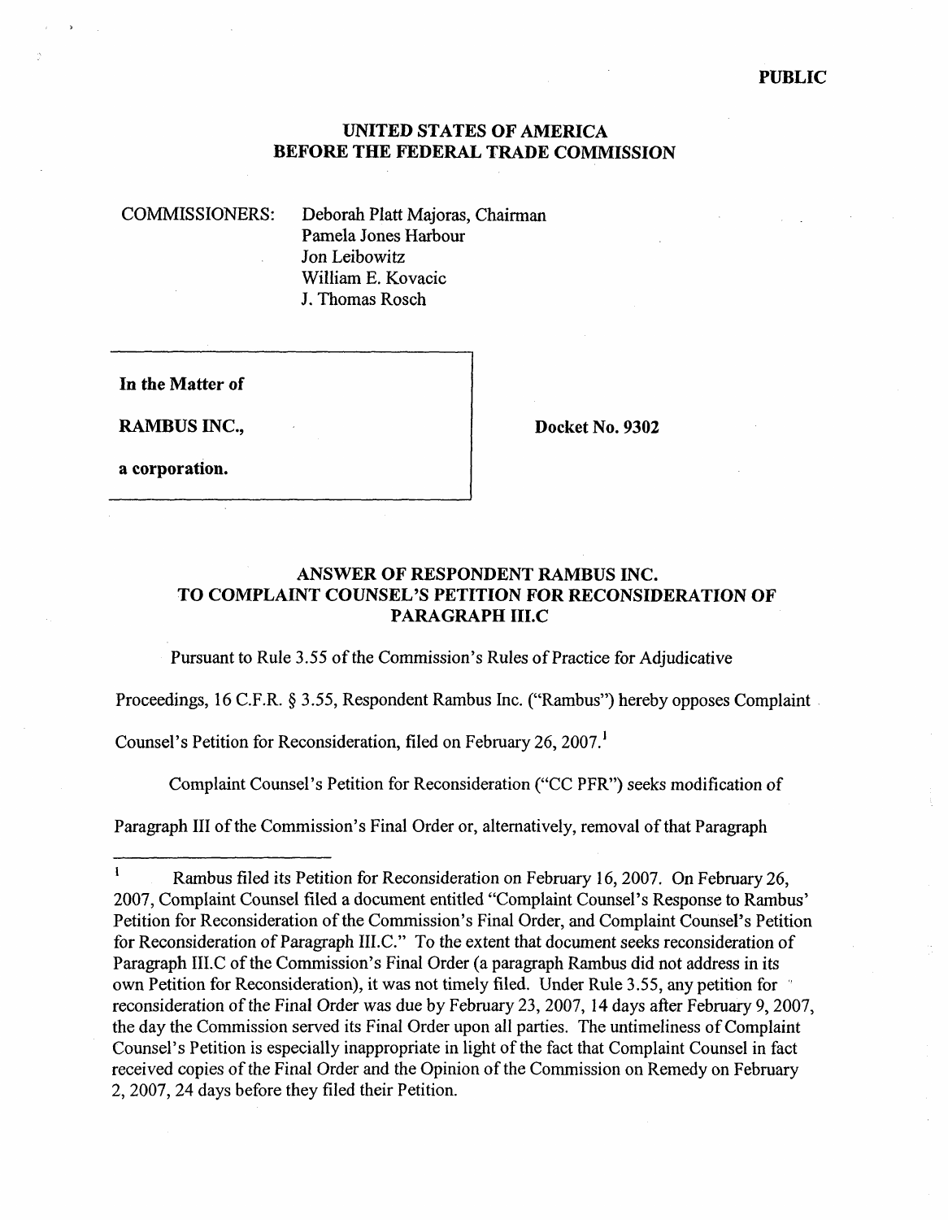**PUBLIC**

**UNITED STATES OF AMERICA**
**BEFORE THE FEDERAL TRADE COMMISSION**

COMMISSIONERS: Deborah Platt Majoras, Chairman
Pamela Jones Harbour
Jon Leibowitz
William E. Kovacic
J. Thomas Rosch

| | |
|---|---|
| **In the Matter of**<br><br>**RAMBUS INC.,**<br><br>**a corporation.** | **Docket No. 9302** |

**ANSWER OF RESPONDENT RAMBUS INC.**
**TO COMPLAINT COUNSEL'S PETITION FOR RECONSIDERATION OF PARAGRAPH III.C**

Pursuant to Rule 3.55 of the Commission's Rules of Practice for Adjudicative Proceedings, 16 C.F.R. § 3.55, Respondent Rambus Inc. ("Rambus") hereby opposes Complaint Counsel's Petition for Reconsideration, filed on February 26, 2007.[1]

Complaint Counsel's Petition for Reconsideration ("CC PFR") seeks modification of Paragraph III of the Commission's Final Order or, alternatively, removal of that Paragraph

---

[1] Rambus filed its Petition for Reconsideration on February 16, 2007. On February 26, 2007, Complaint Counsel filed a document entitled "Complaint Counsel's Response to Rambus' Petition for Reconsideration of the Commission's Final Order, and Complaint Counsel's Petition for Reconsideration of Paragraph III.C." To the extent that document seeks reconsideration of Paragraph III.C of the Commission's Final Order (a paragraph Rambus did not address in its own Petition for Reconsideration), it was not timely filed. Under Rule 3.55, any petition for reconsideration of the Final Order was due by February 23, 2007, 14 days after February 9, 2007, the day the Commission served its Final Order upon all parties. The untimeliness of Complaint Counsel's Petition is especially inappropriate in light of the fact that Complaint Counsel in fact received copies of the Final Order and the Opinion of the Commission on Remedy on February 2, 2007, 24 days before they filed their Petition.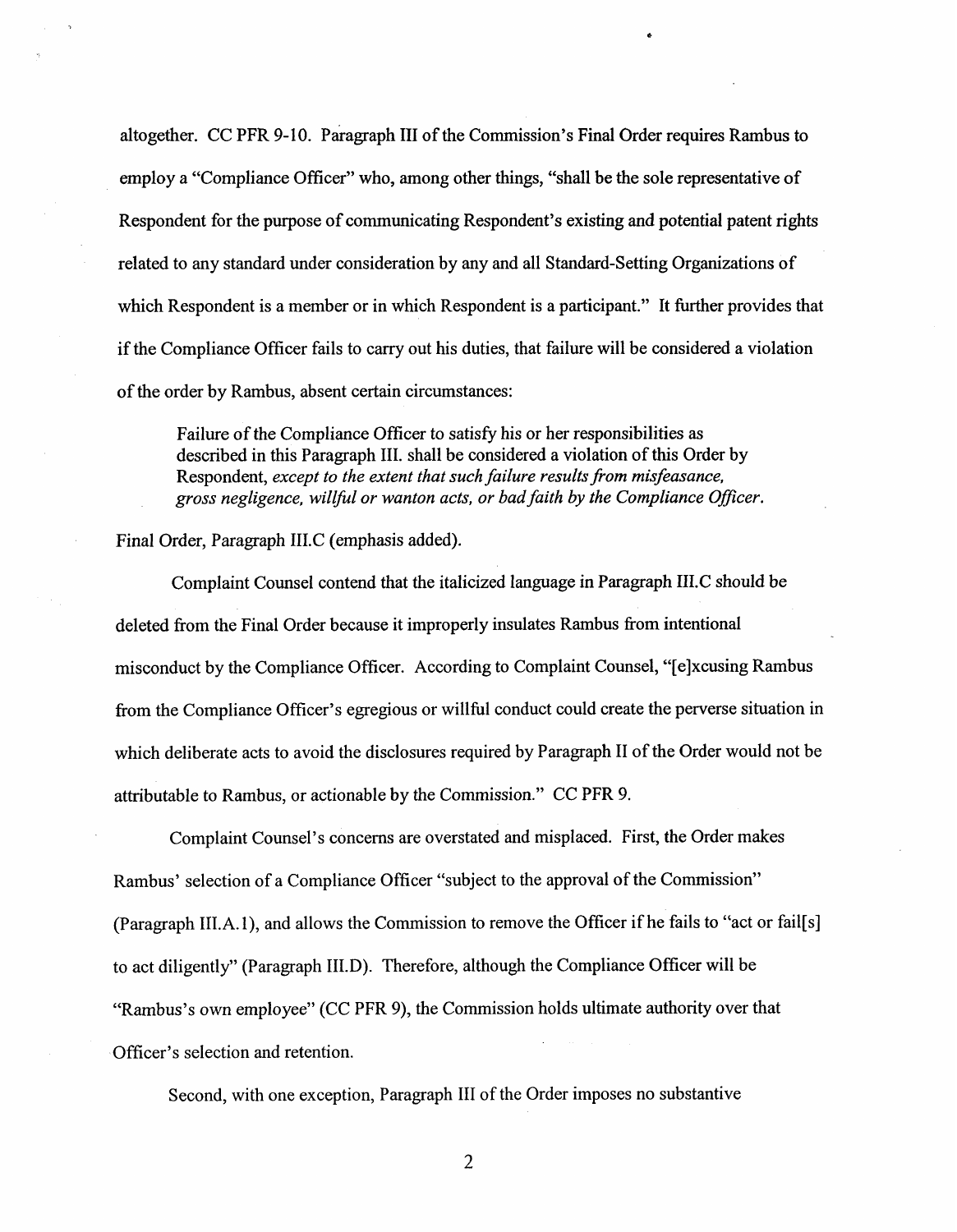altogether. CC PFR 9-10. Paragraph III of the Commission's Final Order requires Rambus to employ a "Compliance Officer" who, among other things, "shall be the sole representative of Respondent for the purpose of communicating Respondent's existing and potential patent rights related to any standard under consideration by any and all Standard-Setting Organizations of which Respondent is a member or in which Respondent is a participant." It further provides that if the Compliance Officer fails to carry out his duties, that failure will be considered a violation of the order by Rambus, absent certain circumstances:

> Failure of the Compliance Officer to satisfy his or her responsibilities as described in this Paragraph III. shall be considered a violation of this Order by Respondent, *except to the extent that such failure results from misfeasance, gross negligence, willful or wanton acts, or bad faith by the Compliance Officer.*

Final Order, Paragraph III.C (emphasis added).

Complaint Counsel contend that the italicized language in Paragraph III.C should be deleted from the Final Order because it improperly insulates Rambus from intentional misconduct by the Compliance Officer. According to Complaint Counsel, "[e]xcusing Rambus from the Compliance Officer's egregious or willful conduct could create the perverse situation in which deliberate acts to avoid the disclosures required by Paragraph II of the Order would not be attributable to Rambus, or actionable by the Commission." CC PFR 9.

Complaint Counsel's concerns are overstated and misplaced. First, the Order makes Rambus' selection of a Compliance Officer "subject to the approval of the Commission" (Paragraph III.A.1), and allows the Commission to remove the Officer if he fails to "act or fail[s] to act diligently" (Paragraph III.D). Therefore, although the Compliance Officer will be "Rambus's own employee" (CC PFR 9), the Commission holds ultimate authority over that Officer's selection and retention.

Second, with one exception, Paragraph III of the Order imposes no substantive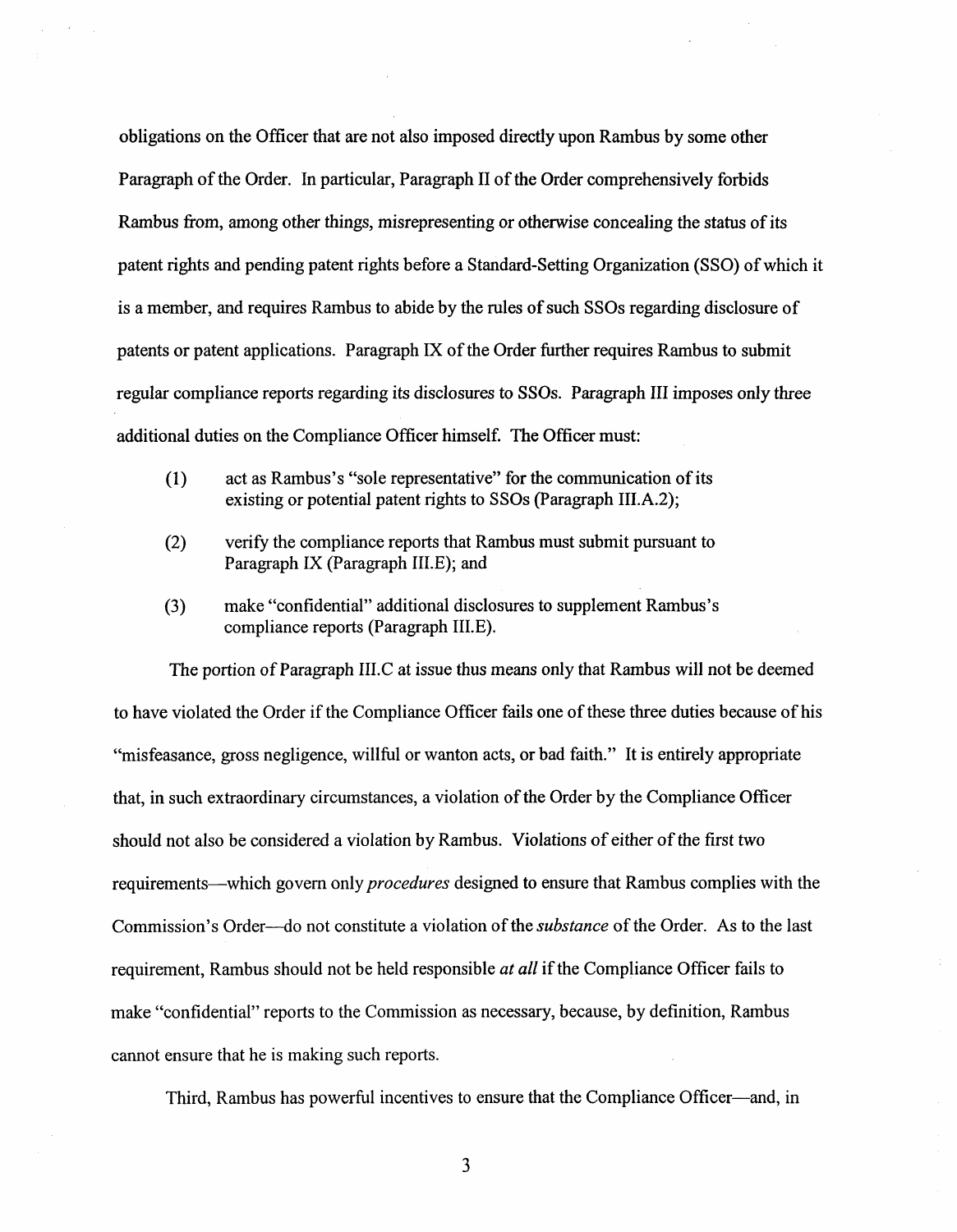obligations on the Officer that are not also imposed directly upon Rambus by some other Paragraph of the Order. In particular, Paragraph II of the Order comprehensively forbids Rambus from, among other things, misrepresenting or otherwise concealing the status of its patent rights and pending patent rights before a Standard-Setting Organization (SSO) of which it is a member, and requires Rambus to abide by the rules of such SSOs regarding disclosure of patents or patent applications. Paragraph IX of the Order further requires Rambus to submit regular compliance reports regarding its disclosures to SSOs. Paragraph III imposes only three additional duties on the Compliance Officer himself. The Officer must:

(1) act as Rambus's "sole representative" for the communication of its existing or potential patent rights to SSOs (Paragraph III.A.2);

(2) verify the compliance reports that Rambus must submit pursuant to Paragraph IX (Paragraph III.E); and

(3) make "confidential" additional disclosures to supplement Rambus's compliance reports (Paragraph III.E).

The portion of Paragraph III.C at issue thus means only that Rambus will not be deemed to have violated the Order if the Compliance Officer fails one of these three duties because of his "misfeasance, gross negligence, willful or wanton acts, or bad faith." It is entirely appropriate that, in such extraordinary circumstances, a violation of the Order by the Compliance Officer should not also be considered a violation by Rambus. Violations of either of the first two requirements—which govern only *procedures* designed to ensure that Rambus complies with the Commission's Order—do not constitute a violation of the *substance* of the Order. As to the last requirement, Rambus should not be held responsible *at all* if the Compliance Officer fails to make "confidential" reports to the Commission as necessary, because, by definition, Rambus cannot ensure that he is making such reports.

Third, Rambus has powerful incentives to ensure that the Compliance Officer—and, in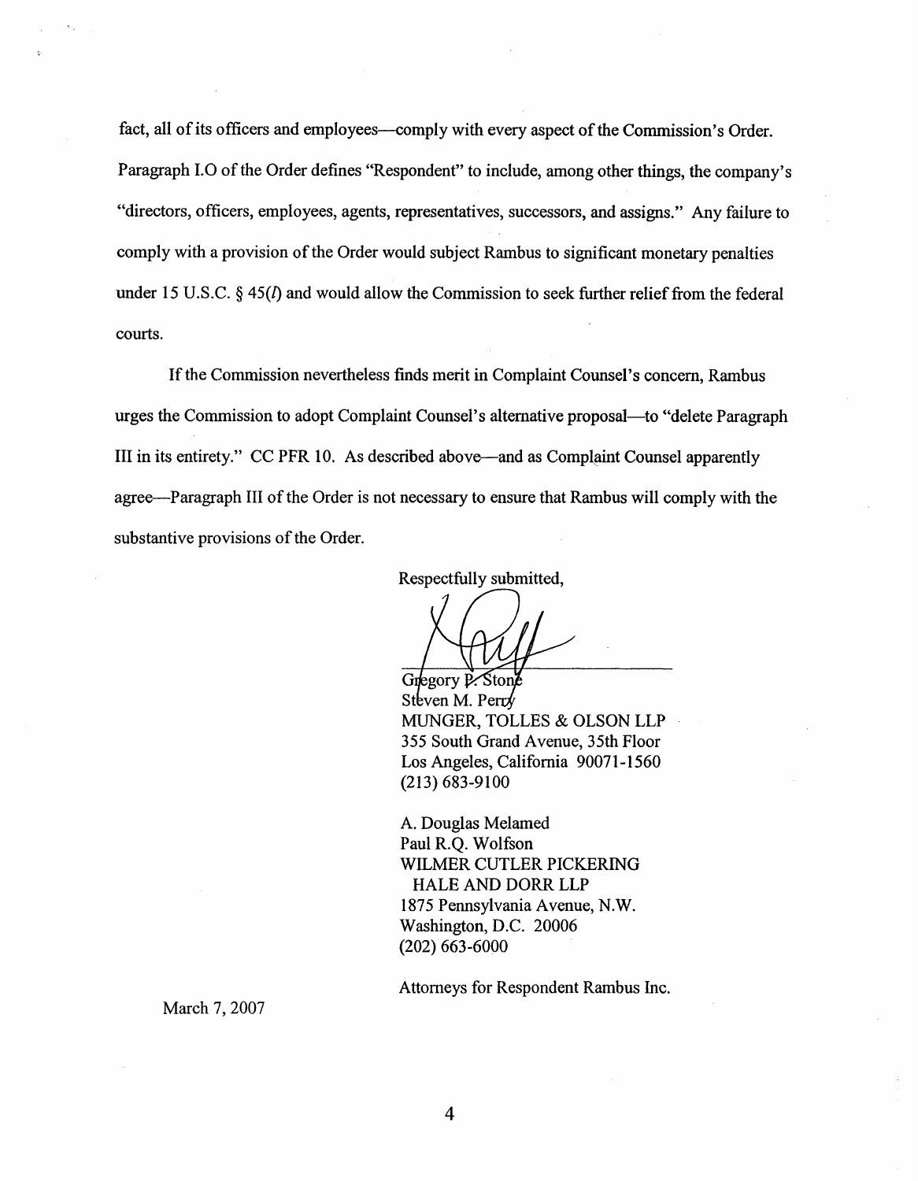fact, all of its officers and employees—comply with every aspect of the Commission's Order. Paragraph I.O of the Order defines "Respondent" to include, among other things, the company's "directors, officers, employees, agents, representatives, successors, and assigns." Any failure to comply with a provision of the Order would subject Rambus to significant monetary penalties under 15 U.S.C. § 45(*l*) and would allow the Commission to seek further relief from the federal courts.

If the Commission nevertheless finds merit in Complaint Counsel's concern, Rambus urges the Commission to adopt Complaint Counsel's alternative proposal—to "delete Paragraph III in its entirety." CC PFR 10. As described above—and as Complaint Counsel apparently agree—Paragraph III of the Order is not necessary to ensure that Rambus will comply with the substantive provisions of the Order.

Respectfully submitted,

Gregory P. Stone
Steven M. Perry
MUNGER, TOLLES & OLSON LLP
355 South Grand Avenue, 35th Floor
Los Angeles, California 90071-1560
(213) 683-9100

A. Douglas Melamed
Paul R.Q. Wolfson
WILMER CUTLER PICKERING
HALE AND DORR LLP
1875 Pennsylvania Avenue, N.W.
Washington, D.C. 20006
(202) 663-6000

Attorneys for Respondent Rambus Inc.

March 7, 2007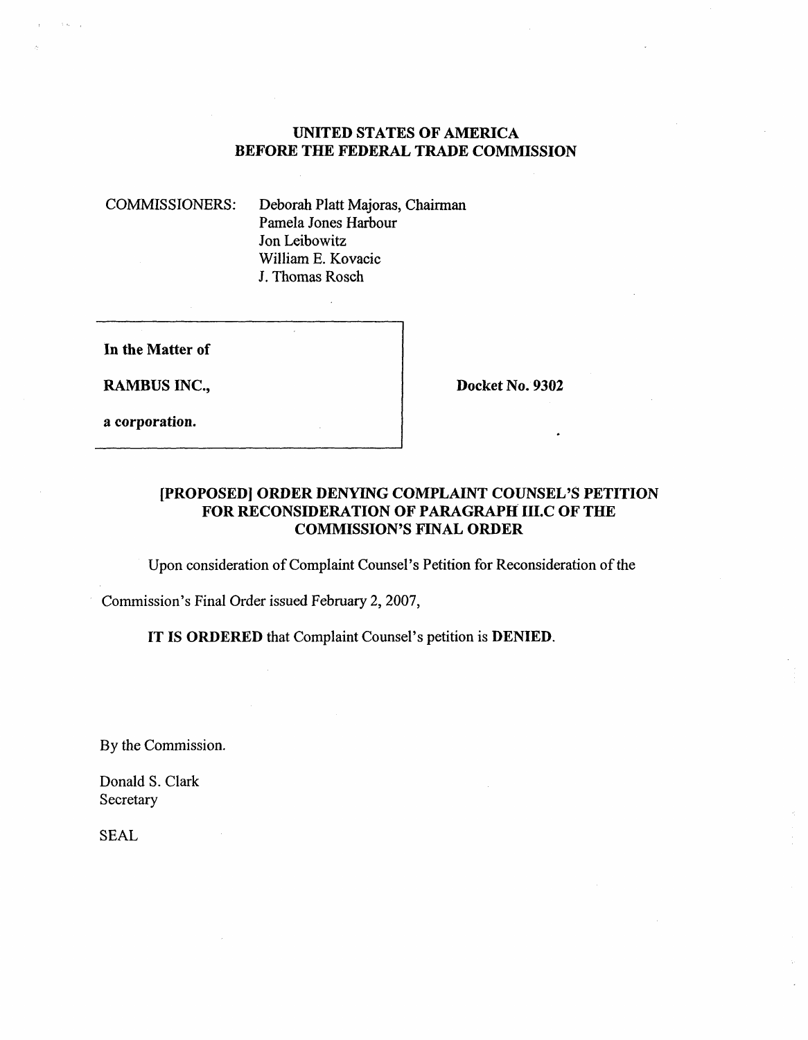## UNITED STATES OF AMERICA
## BEFORE THE FEDERAL TRADE COMMISSION

COMMISSIONERS: Deborah Platt Majoras, Chairman
Pamela Jones Harbour
Jon Leibowitz
William E. Kovacic
J. Thomas Rosch

| | |
|---|---|
| **In the Matter of**<br><br>**RAMBUS INC.,**<br><br>**a corporation.** | **Docket No. 9302** |

## [PROPOSED] ORDER DENYING COMPLAINT COUNSEL'S PETITION FOR RECONSIDERATION OF PARAGRAPH III.C OF THE COMMISSION'S FINAL ORDER

Upon consideration of Complaint Counsel's Petition for Reconsideration of the Commission's Final Order issued February 2, 2007,

**IT IS ORDERED** that Complaint Counsel's petition is **DENIED**.

By the Commission.

Donald S. Clark
Secretary

SEAL